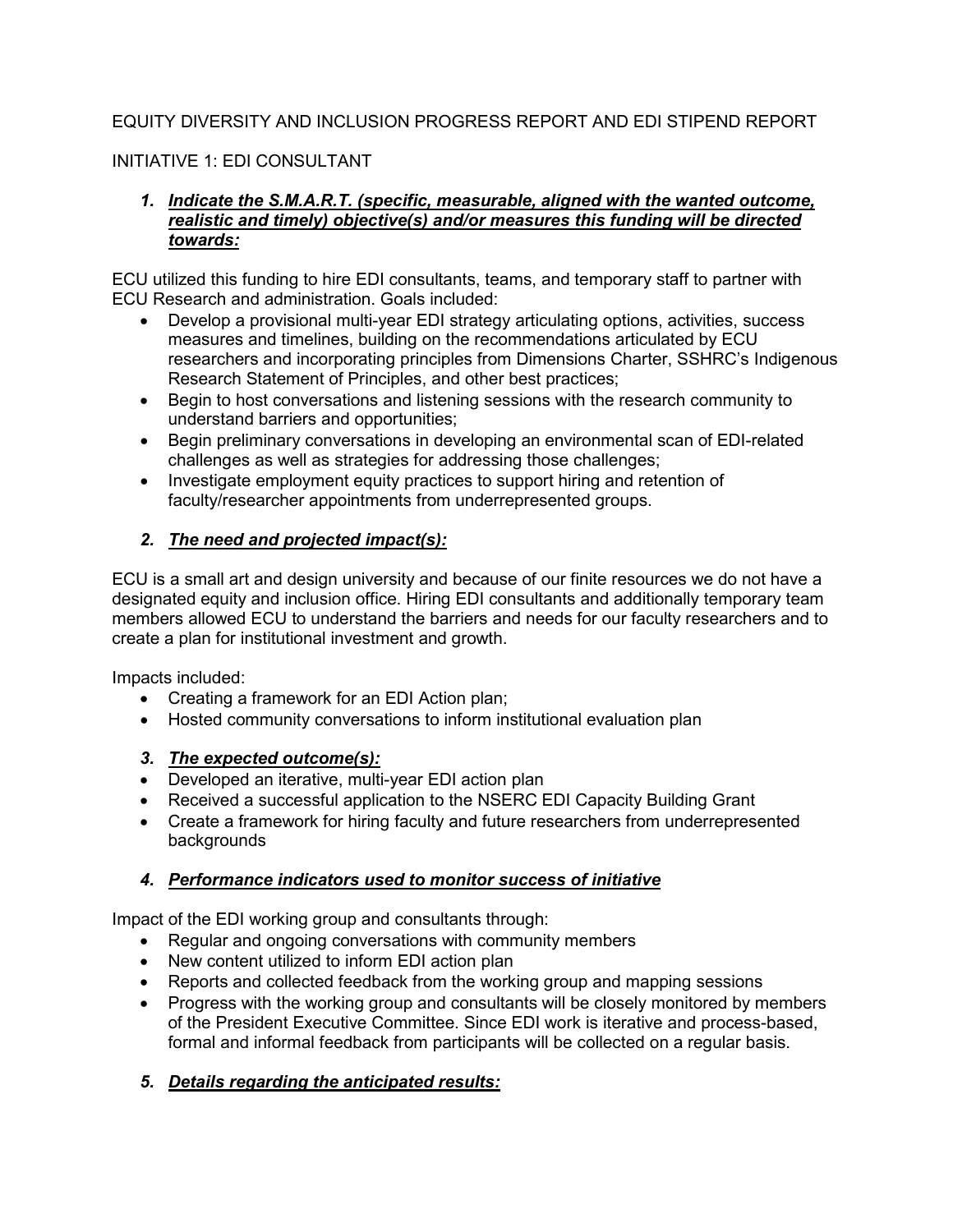# EQUITY DIVERSITY AND INCLUSION PROGRESS REPORT AND EDI STIPEND REPORT

## INITIATIVE 1: EDI CONSULTANT

### 1. ***Indicate the S.M.A.R.T. (specific, measurable, aligned with the wanted outcome, realistic and timely) objective(s) and/or measures this funding will be directed towards:***

ECU utilized this funding to hire EDI consultants, teams, and temporary staff to partner with ECU Research and administration. Goals included:

- Develop a provisional multi-year EDI strategy articulating options, activities, success measures and timelines, building on the recommendations articulated by ECU researchers and incorporating principles from Dimensions Charter, SSHRC's Indigenous Research Statement of Principles, and other best practices;
- Begin to host conversations and listening sessions with the research community to understand barriers and opportunities;
- Begin preliminary conversations in developing an environmental scan of EDI-related challenges as well as strategies for addressing those challenges;
- Investigate employment equity practices to support hiring and retention of faculty/researcher appointments from underrepresented groups.

### 2. ***The need and projected impact(s):***

ECU is a small art and design university and because of our finite resources we do not have a designated equity and inclusion office. Hiring EDI consultants and additionally temporary team members allowed ECU to understand the barriers and needs for our faculty researchers and to create a plan for institutional investment and growth.

Impacts included:

- Creating a framework for an EDI Action plan;
- Hosted community conversations to inform institutional evaluation plan

### 3. ***The expected outcome(s):***

- Developed an iterative, multi-year EDI action plan
- Received a successful application to the NSERC EDI Capacity Building Grant
- Create a framework for hiring faculty and future researchers from underrepresented backgrounds

### 4. ***Performance indicators used to monitor success of initiative***

Impact of the EDI working group and consultants through:

- Regular and ongoing conversations with community members
- New content utilized to inform EDI action plan
- Reports and collected feedback from the working group and mapping sessions
- Progress with the working group and consultants will be closely monitored by members of the President Executive Committee. Since EDI work is iterative and process-based, formal and informal feedback from participants will be collected on a regular basis.

### 5. ***Details regarding the anticipated results:***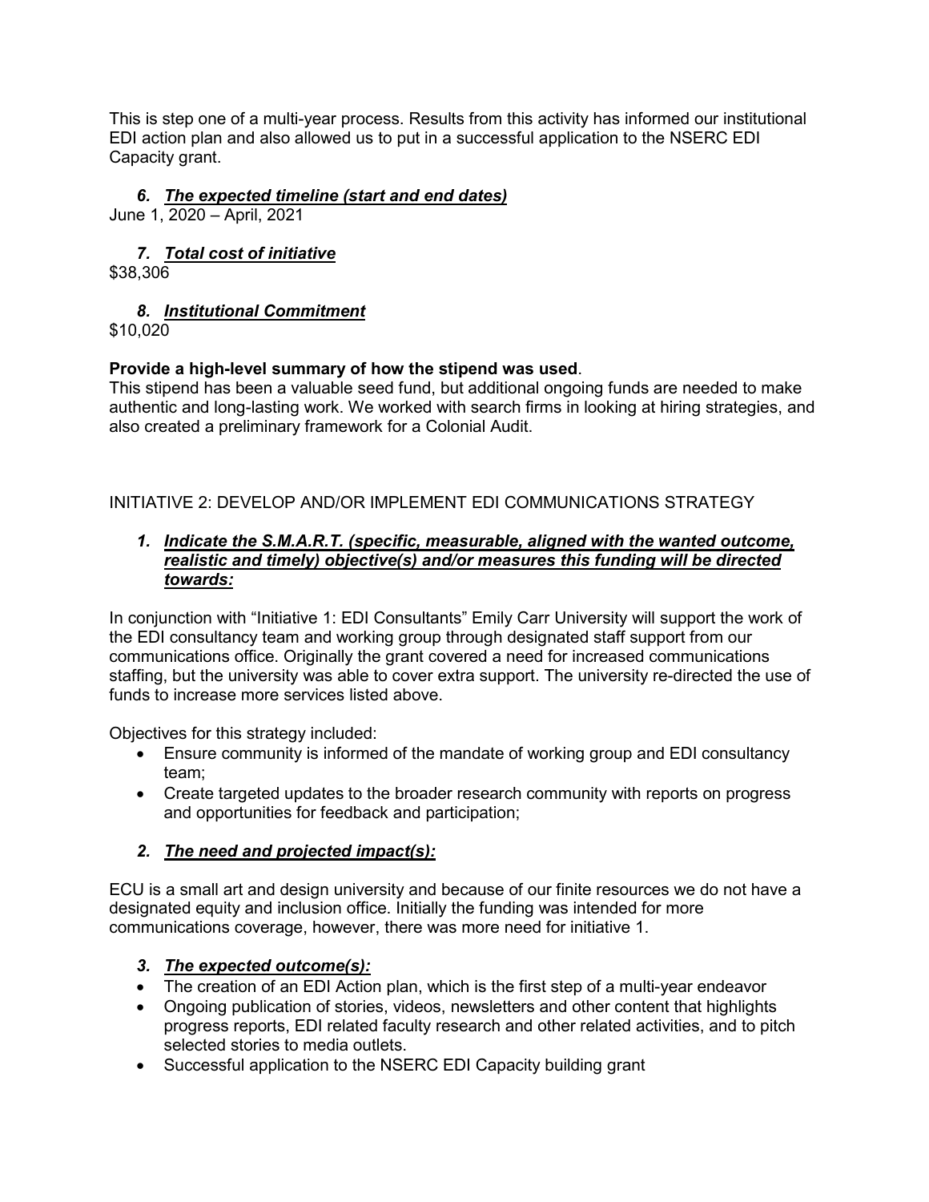This is step one of a multi-year process. Results from this activity has informed our institutional EDI action plan and also allowed us to put in a successful application to the NSERC EDI Capacity grant.

6. ***The expected timeline (start and end dates)***

June 1, 2020 – April, 2021

7. ***Total cost of initiative***

$38,306

8. ***Institutional Commitment***

$10,020

**Provide a high-level summary of how the stipend was used**.

This stipend has been a valuable seed fund, but additional ongoing funds are needed to make authentic and long-lasting work. We worked with search firms in looking at hiring strategies, and also created a preliminary framework for a Colonial Audit.

INITIATIVE 2: DEVELOP AND/OR IMPLEMENT EDI COMMUNICATIONS STRATEGY

1. ***Indicate the S.M.A.R.T. (specific, measurable, aligned with the wanted outcome, realistic and timely) objective(s) and/or measures this funding will be directed towards:***

In conjunction with "Initiative 1: EDI Consultants" Emily Carr University will support the work of the EDI consultancy team and working group through designated staff support from our communications office. Originally the grant covered a need for increased communications staffing, but the university was able to cover extra support. The university re-directed the use of funds to increase more services listed above.

Objectives for this strategy included:

- Ensure community is informed of the mandate of working group and EDI consultancy team;
- Create targeted updates to the broader research community with reports on progress and opportunities for feedback and participation;

2. ***The need and projected impact(s):***

ECU is a small art and design university and because of our finite resources we do not have a designated equity and inclusion office. Initially the funding was intended for more communications coverage, however, there was more need for initiative 1.

3. ***The expected outcome(s):***

- The creation of an EDI Action plan, which is the first step of a multi-year endeavor
- Ongoing publication of stories, videos, newsletters and other content that highlights progress reports, EDI related faculty research and other related activities, and to pitch selected stories to media outlets.
- Successful application to the NSERC EDI Capacity building grant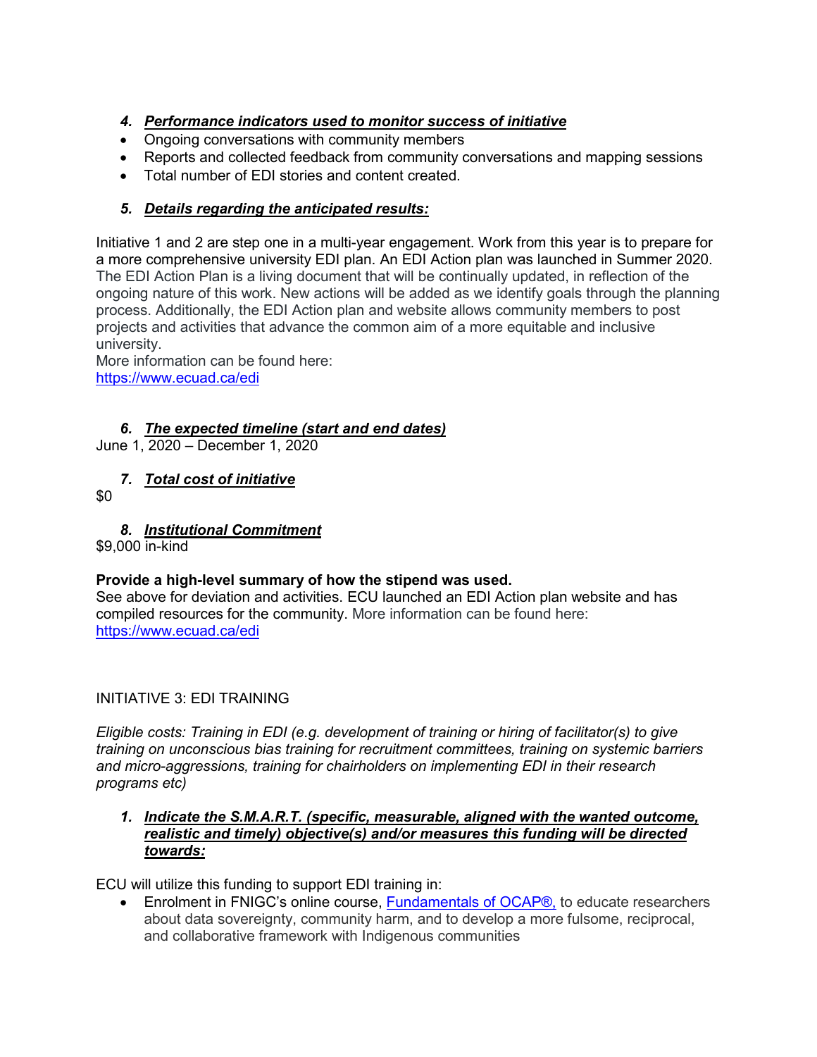4. ***Performance indicators used to monitor success of initiative***

- Ongoing conversations with community members
- Reports and collected feedback from community conversations and mapping sessions
- Total number of EDI stories and content created.

5. ***Details regarding the anticipated results:***

Initiative 1 and 2 are step one in a multi-year engagement. Work from this year is to prepare for a more comprehensive university EDI plan. An EDI Action plan was launched in Summer 2020. The EDI Action Plan is a living document that will be continually updated, in reflection of the ongoing nature of this work. New actions will be added as we identify goals through the planning process. Additionally, the EDI Action plan and website allows community members to post projects and activities that advance the common aim of a more equitable and inclusive university.
More information can be found here:
[https://www.ecuad.ca/edi](https://www.ecuad.ca/edi)

6. ***The expected timeline (start and end dates)***

June 1, 2020 – December 1, 2020

7. ***Total cost of initiative***

$0

8. ***Institutional Commitment***

$9,000 in-kind

**Provide a high-level summary of how the stipend was used.**
See above for deviation and activities. ECU launched an EDI Action plan website and has compiled resources for the community. More information can be found here:
[https://www.ecuad.ca/edi](https://www.ecuad.ca/edi)

INITIATIVE 3: EDI TRAINING

*Eligible costs: Training in EDI (e.g. development of training or hiring of facilitator(s) to give training on unconscious bias training for recruitment committees, training on systemic barriers and micro-aggressions, training for chairholders on implementing EDI in their research programs etc)*

1. ***Indicate the S.M.A.R.T. (specific, measurable, aligned with the wanted outcome, realistic and timely) objective(s) and/or measures this funding will be directed towards:***

ECU will utilize this funding to support EDI training in:

- Enrolment in FNIGC's online course, [Fundamentals of OCAP®,](#) to educate researchers about data sovereignty, community harm, and to develop a more fulsome, reciprocal, and collaborative framework with Indigenous communities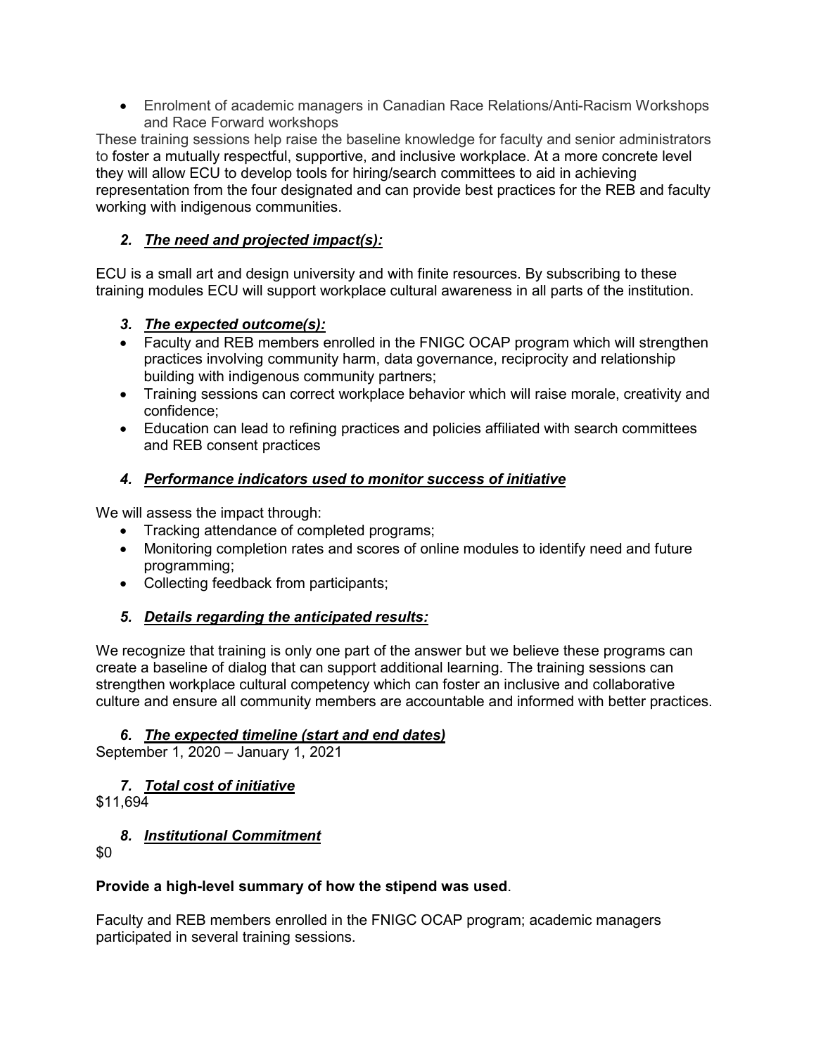- Enrolment of academic managers in Canadian Race Relations/Anti-Racism Workshops and Race Forward workshops

These training sessions help raise the baseline knowledge for faculty and senior administrators to foster a mutually respectful, supportive, and inclusive workplace. At a more concrete level they will allow ECU to develop tools for hiring/search committees to aid in achieving representation from the four designated and can provide best practices for the REB and faculty working with indigenous communities.

### *2. The need and projected impact(s):*

ECU is a small art and design university and with finite resources. By subscribing to these training modules ECU will support workplace cultural awareness in all parts of the institution.

### *3. The expected outcome(s):*

- Faculty and REB members enrolled in the FNIGC OCAP program which will strengthen practices involving community harm, data governance, reciprocity and relationship building with indigenous community partners;
- Training sessions can correct workplace behavior which will raise morale, creativity and confidence;
- Education can lead to refining practices and policies affiliated with search committees and REB consent practices

### *4. Performance indicators used to monitor success of initiative*

We will assess the impact through:

- Tracking attendance of completed programs;
- Monitoring completion rates and scores of online modules to identify need and future programming;
- Collecting feedback from participants;

### *5. Details regarding the anticipated results:*

We recognize that training is only one part of the answer but we believe these programs can create a baseline of dialog that can support additional learning. The training sessions can strengthen workplace cultural competency which can foster an inclusive and collaborative culture and ensure all community members are accountable and informed with better practices.

### *6. The expected timeline (start and end dates)*

September 1, 2020 – January 1, 2021

### *7. Total cost of initiative*

$11,694

### *8. Institutional Commitment*

$0

**Provide a high-level summary of how the stipend was used**.

Faculty and REB members enrolled in the FNIGC OCAP program; academic managers participated in several training sessions.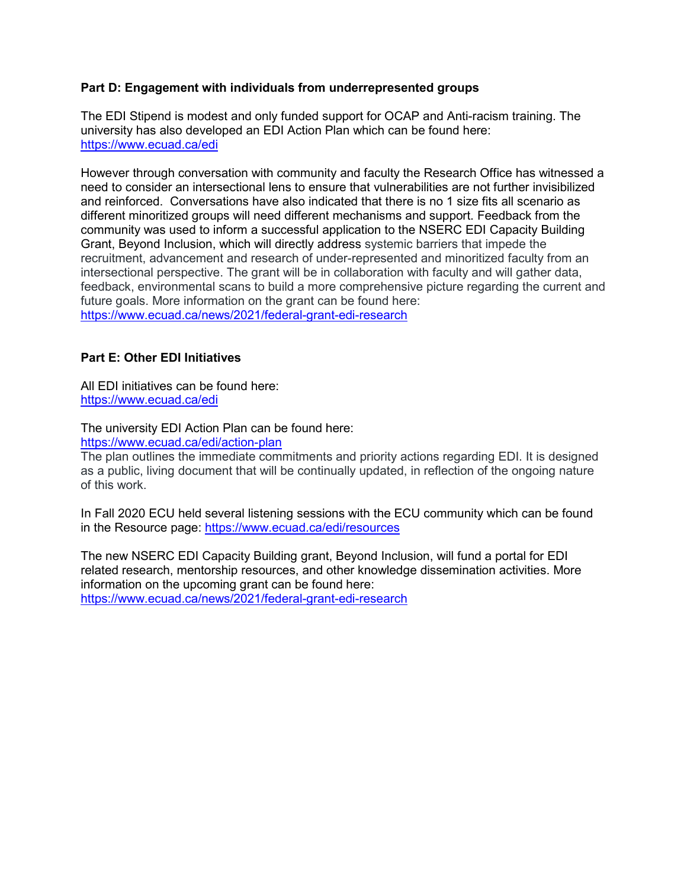**Part D: Engagement with individuals from underrepresented groups**

The EDI Stipend is modest and only funded support for OCAP and Anti-racism training. The university has also developed an EDI Action Plan which can be found here: https://www.ecuad.ca/edi

However through conversation with community and faculty the Research Office has witnessed a need to consider an intersectional lens to ensure that vulnerabilities are not further invisibilized and reinforced. Conversations have also indicated that there is no 1 size fits all scenario as different minoritized groups will need different mechanisms and support. Feedback from the community was used to inform a successful application to the NSERC EDI Capacity Building Grant, Beyond Inclusion, which will directly address systemic barriers that impede the recruitment, advancement and research of under-represented and minoritized faculty from an intersectional perspective. The grant will be in collaboration with faculty and will gather data, feedback, environmental scans to build a more comprehensive picture regarding the current and future goals. More information on the grant can be found here: https://www.ecuad.ca/news/2021/federal-grant-edi-research

**Part E: Other EDI Initiatives**

All EDI initiatives can be found here:
https://www.ecuad.ca/edi

The university EDI Action Plan can be found here:
https://www.ecuad.ca/edi/action-plan
The plan outlines the immediate commitments and priority actions regarding EDI. It is designed as a public, living document that will be continually updated, in reflection of the ongoing nature of this work.

In Fall 2020 ECU held several listening sessions with the ECU community which can be found in the Resource page: https://www.ecuad.ca/edi/resources

The new NSERC EDI Capacity Building grant, Beyond Inclusion, will fund a portal for EDI related research, mentorship resources, and other knowledge dissemination activities. More information on the upcoming grant can be found here:
https://www.ecuad.ca/news/2021/federal-grant-edi-research